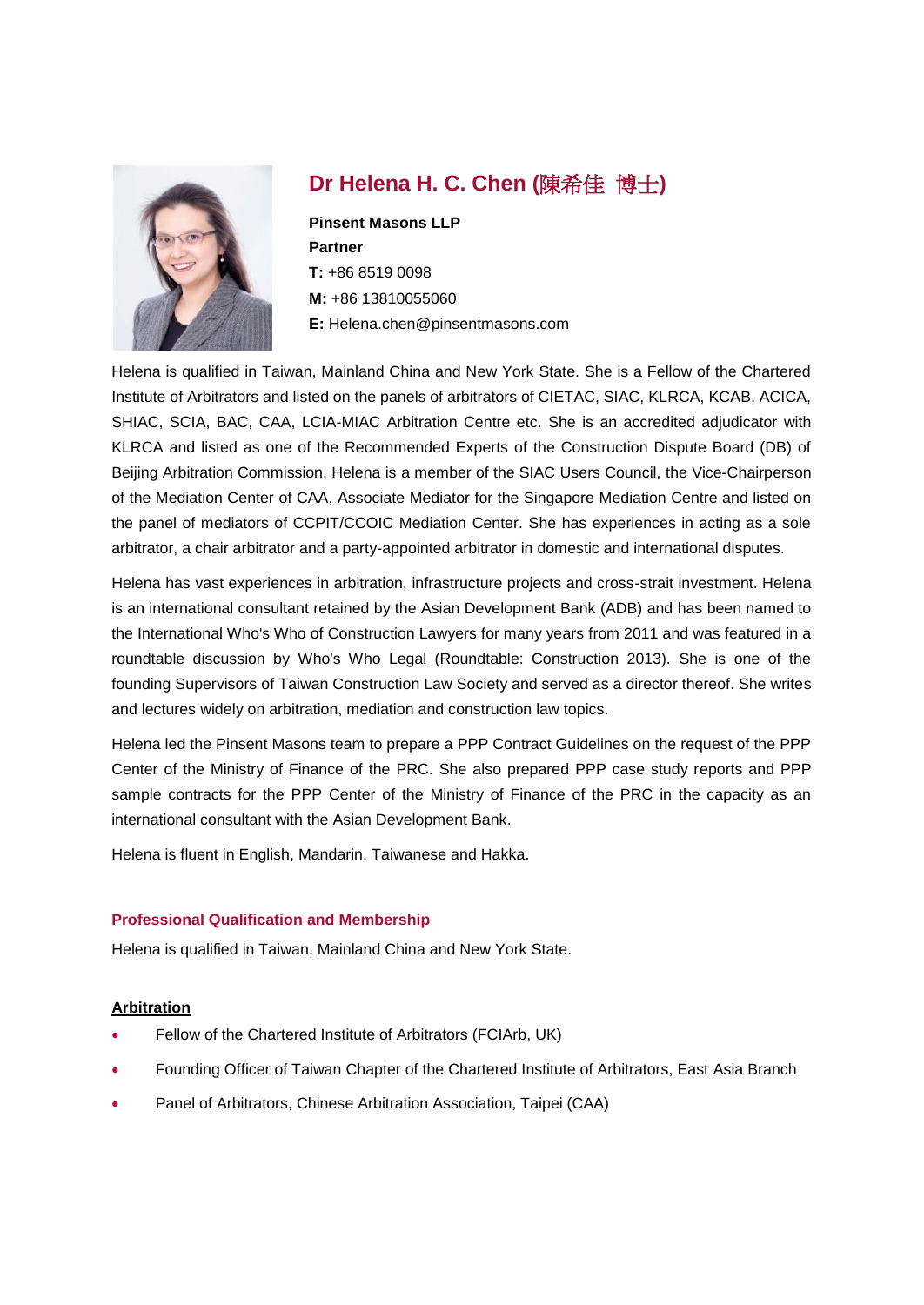# Dr Helena H. C. Chen (陳希佳 博士)

**Pinsent Masons LLP**
**Partner**
**T:** +86 8519 0098
**M:** +86 13810055060
**E:** Helena.chen@pinsentmasons.com

Helena is qualified in Taiwan, Mainland China and New York State. She is a Fellow of the Chartered Institute of Arbitrators and listed on the panels of arbitrators of CIETAC, SIAC, KLRCA, KCAB, ACICA, SHIAC, SCIA, BAC, CAA, LCIA-MIAC Arbitration Centre etc. She is an accredited adjudicator with KLRCA and listed as one of the Recommended Experts of the Construction Dispute Board (DB) of Beijing Arbitration Commission. Helena is a member of the SIAC Users Council, the Vice-Chairperson of the Mediation Center of CAA, Associate Mediator for the Singapore Mediation Centre and listed on the panel of mediators of CCPIT/CCOIC Mediation Center. She has experiences in acting as a sole arbitrator, a chair arbitrator and a party-appointed arbitrator in domestic and international disputes.

Helena has vast experiences in arbitration, infrastructure projects and cross-strait investment. Helena is an international consultant retained by the Asian Development Bank (ADB) and has been named to the International Who's Who of Construction Lawyers for many years from 2011 and was featured in a roundtable discussion by Who's Who Legal (Roundtable: Construction 2013). She is one of the founding Supervisors of Taiwan Construction Law Society and served as a director thereof. She writes and lectures widely on arbitration, mediation and construction law topics.

Helena led the Pinsent Masons team to prepare a PPP Contract Guidelines on the request of the PPP Center of the Ministry of Finance of the PRC. She also prepared PPP case study reports and PPP sample contracts for the PPP Center of the Ministry of Finance of the PRC in the capacity as an international consultant with the Asian Development Bank.

Helena is fluent in English, Mandarin, Taiwanese and Hakka.

## Professional Qualification and Membership

Helena is qualified in Taiwan, Mainland China and New York State.

### Arbitration

- Fellow of the Chartered Institute of Arbitrators (FCIArb, UK)
- Founding Officer of Taiwan Chapter of the Chartered Institute of Arbitrators, East Asia Branch
- Panel of Arbitrators, Chinese Arbitration Association, Taipei (CAA)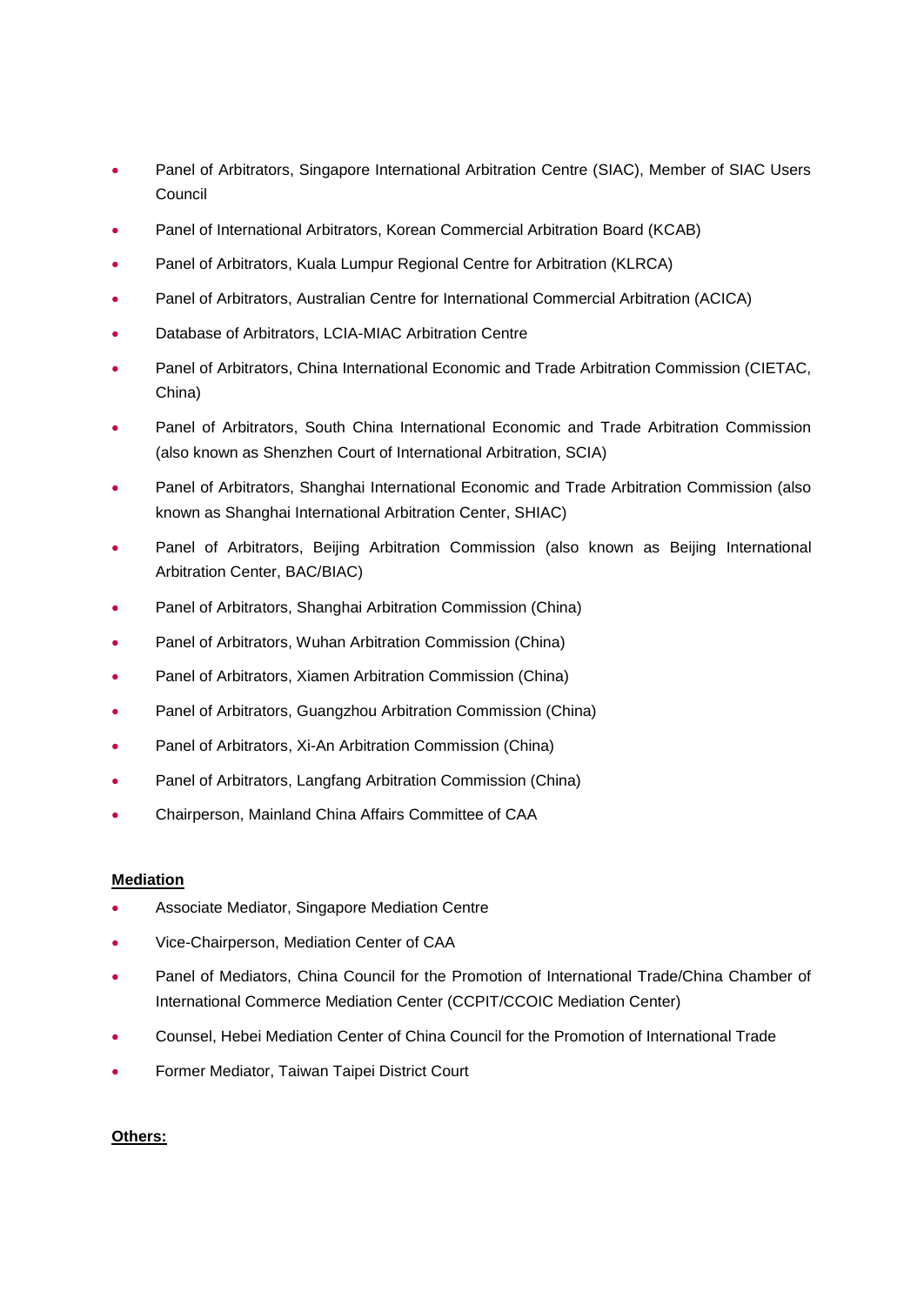- Panel of Arbitrators, Singapore International Arbitration Centre (SIAC), Member of SIAC Users Council
- Panel of International Arbitrators, Korean Commercial Arbitration Board (KCAB)
- Panel of Arbitrators, Kuala Lumpur Regional Centre for Arbitration (KLRCA)
- Panel of Arbitrators, Australian Centre for International Commercial Arbitration (ACICA)
- Database of Arbitrators, LCIA-MIAC Arbitration Centre
- Panel of Arbitrators, China International Economic and Trade Arbitration Commission (CIETAC, China)
- Panel of Arbitrators, South China International Economic and Trade Arbitration Commission (also known as Shenzhen Court of International Arbitration, SCIA)
- Panel of Arbitrators, Shanghai International Economic and Trade Arbitration Commission (also known as Shanghai International Arbitration Center, SHIAC)
- Panel of Arbitrators, Beijing Arbitration Commission (also known as Beijing International Arbitration Center, BAC/BIAC)
- Panel of Arbitrators, Shanghai Arbitration Commission (China)
- Panel of Arbitrators, Wuhan Arbitration Commission (China)
- Panel of Arbitrators, Xiamen Arbitration Commission (China)
- Panel of Arbitrators, Guangzhou Arbitration Commission (China)
- Panel of Arbitrators, Xi-An Arbitration Commission (China)
- Panel of Arbitrators, Langfang Arbitration Commission (China)
- Chairperson, Mainland China Affairs Committee of CAA

**Mediation**

- Associate Mediator, Singapore Mediation Centre
- Vice-Chairperson, Mediation Center of CAA
- Panel of Mediators, China Council for the Promotion of International Trade/China Chamber of International Commerce Mediation Center (CCPIT/CCOIC Mediation Center)
- Counsel, Hebei Mediation Center of China Council for the Promotion of International Trade
- Former Mediator, Taiwan Taipei District Court

**Others:**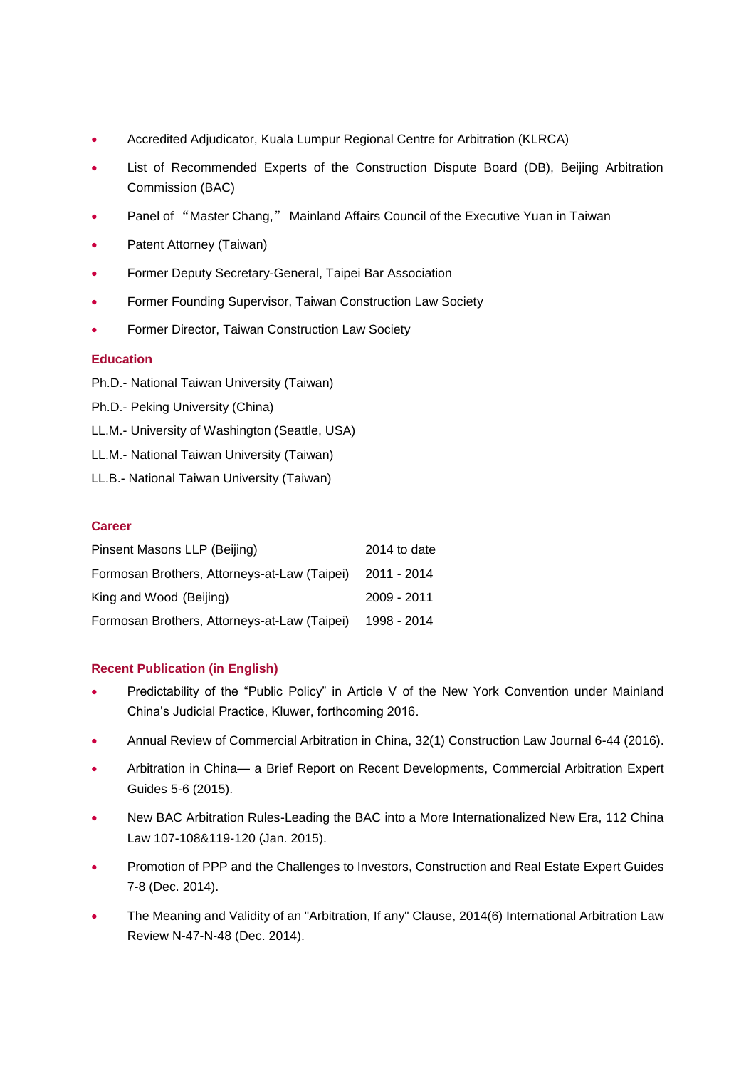- Accredited Adjudicator, Kuala Lumpur Regional Centre for Arbitration (KLRCA)
- List of Recommended Experts of the Construction Dispute Board (DB), Beijing Arbitration Commission (BAC)
- Panel of "Master Chang," Mainland Affairs Council of the Executive Yuan in Taiwan
- Patent Attorney (Taiwan)
- Former Deputy Secretary-General, Taipei Bar Association
- Former Founding Supervisor, Taiwan Construction Law Society
- Former Director, Taiwan Construction Law Society

## Education

Ph.D.- National Taiwan University (Taiwan)

Ph.D.- Peking University (China)

LL.M.- University of Washington (Seattle, USA)

LL.M.- National Taiwan University (Taiwan)

LL.B.- National Taiwan University (Taiwan)

## Career

| | |
|---|---|
| Pinsent Masons LLP (Beijing) | 2014 to date |
| Formosan Brothers, Attorneys-at-Law (Taipei) | 2011 - 2014 |
| King and Wood (Beijing) | 2009 - 2011 |
| Formosan Brothers, Attorneys-at-Law (Taipei) | 1998 - 2014 |

## Recent Publication (in English)

- Predictability of the "Public Policy" in Article V of the New York Convention under Mainland China's Judicial Practice, Kluwer, forthcoming 2016.
- Annual Review of Commercial Arbitration in China, 32(1) Construction Law Journal 6-44 (2016).
- Arbitration in China— a Brief Report on Recent Developments, Commercial Arbitration Expert Guides 5-6 (2015).
- New BAC Arbitration Rules-Leading the BAC into a More Internationalized New Era, 112 China Law 107-108&119-120 (Jan. 2015).
- Promotion of PPP and the Challenges to Investors, Construction and Real Estate Expert Guides 7-8 (Dec. 2014).
- The Meaning and Validity of an "Arbitration, If any" Clause, 2014(6) International Arbitration Law Review N-47-N-48 (Dec. 2014).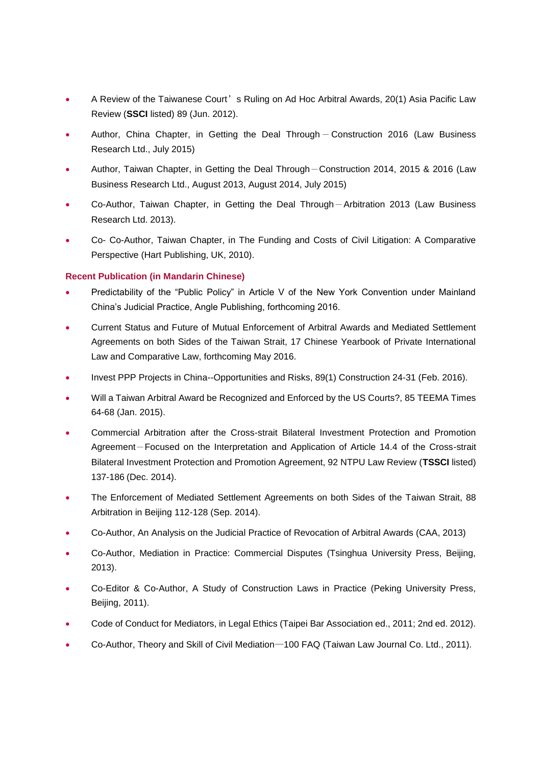- A Review of the Taiwanese Court' s Ruling on Ad Hoc Arbitral Awards, 20(1) Asia Pacific Law Review (**SSCI** listed) 89 (Jun. 2012).
- Author, China Chapter, in Getting the Deal Through－Construction 2016 (Law Business Research Ltd., July 2015)
- Author, Taiwan Chapter, in Getting the Deal Through－Construction 2014, 2015 & 2016 (Law Business Research Ltd., August 2013, August 2014, July 2015)
- Co-Author, Taiwan Chapter, in Getting the Deal Through－Arbitration 2013 (Law Business Research Ltd. 2013).
- Co- Co-Author, Taiwan Chapter, in The Funding and Costs of Civil Litigation: A Comparative Perspective (Hart Publishing, UK, 2010).

**Recent Publication (in Mandarin Chinese)**

- Predictability of the "Public Policy" in Article V of the New York Convention under Mainland China's Judicial Practice, Angle Publishing, forthcoming 2016.
- Current Status and Future of Mutual Enforcement of Arbitral Awards and Mediated Settlement Agreements on both Sides of the Taiwan Strait, 17 Chinese Yearbook of Private International Law and Comparative Law, forthcoming May 2016.
- Invest PPP Projects in China--Opportunities and Risks, 89(1) Construction 24-31 (Feb. 2016).
- Will a Taiwan Arbitral Award be Recognized and Enforced by the US Courts?, 85 TEEMA Times 64-68 (Jan. 2015).
- Commercial Arbitration after the Cross-strait Bilateral Investment Protection and Promotion Agreement－Focused on the Interpretation and Application of Article 14.4 of the Cross-strait Bilateral Investment Protection and Promotion Agreement, 92 NTPU Law Review (**TSSCI** listed) 137-186 (Dec. 2014).
- The Enforcement of Mediated Settlement Agreements on both Sides of the Taiwan Strait, 88 Arbitration in Beijing 112-128 (Sep. 2014).
- Co-Author, An Analysis on the Judicial Practice of Revocation of Arbitral Awards (CAA, 2013)
- Co-Author, Mediation in Practice: Commercial Disputes (Tsinghua University Press, Beijing, 2013).
- Co-Editor & Co-Author, A Study of Construction Laws in Practice (Peking University Press, Beijing, 2011).
- Code of Conduct for Mediators, in Legal Ethics (Taipei Bar Association ed., 2011; 2nd ed. 2012).
- Co-Author, Theory and Skill of Civil Mediation—100 FAQ (Taiwan Law Journal Co. Ltd., 2011).